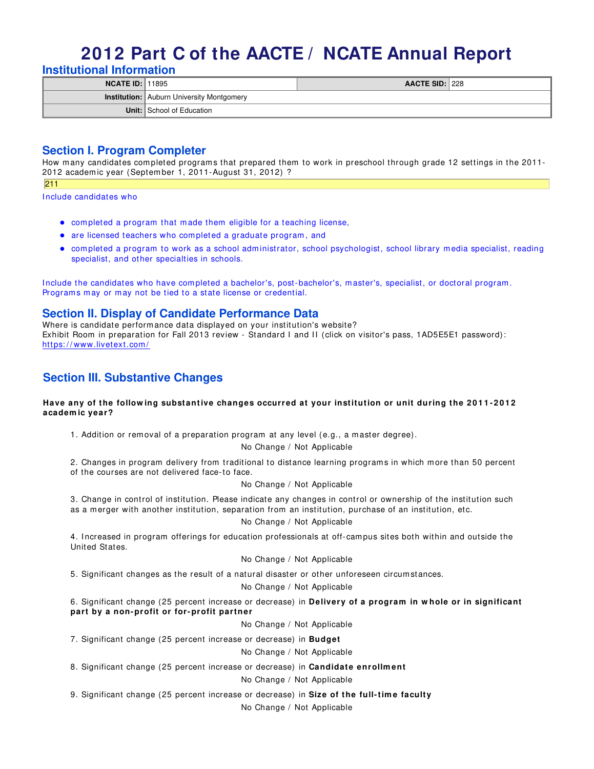# 2012 Part C of the AACTE / NCATE Annual Report

## Institutional Information

| NCATE ID: | 11895 | AACTE SID: | 228 |
|---|---|---|---|
| Institution: | Auburn University Montgomery | | |
| Unit: | School of Education | | |

## Section I. Program Completer

How many candidates completed programs that prepared them to work in preschool through grade 12 settings in the 2011-2012 academic year (September 1, 2011-August 31, 2012) ?

211

Include candidates who

- completed a program that made them eligible for a teaching license,
- are licensed teachers who completed a graduate program, and
- completed a program to work as a school administrator, school psychologist, school library media specialist, reading specialist, and other specialties in schools.

Include the candidates who have completed a bachelor's, post-bachelor's, master's, specialist, or doctoral program. Programs may or may not be tied to a state license or credential.

## Section II. Display of Candidate Performance Data

Where is candidate performance data displayed on your institution's website?
Exhibit Room in preparation for Fall 2013 review - Standard I and II (click on visitor's pass, 1AD5E5E1 password): https://www.livetext.com/

## Section III. Substantive Changes

**Have any of the following substantive changes occurred at your institution or unit during the 2011-2012 academic year?**

1. Addition or removal of a preparation program at any level (e.g., a master degree).

   No Change / Not Applicable

2. Changes in program delivery from traditional to distance learning programs in which more than 50 percent of the courses are not delivered face-to face.

   No Change / Not Applicable

3. Change in control of institution. Please indicate any changes in control or ownership of the institution such as a merger with another institution, separation from an institution, purchase of an institution, etc.

   No Change / Not Applicable

4. Increased in program offerings for education professionals at off-campus sites both within and outside the United States.

   No Change / Not Applicable

5. Significant changes as the result of a natural disaster or other unforeseen circumstances.

   No Change / Not Applicable

6. Significant change (25 percent increase or decrease) in **Delivery of a program in whole or in significant part by a non-profit or for-profit partner**

   No Change / Not Applicable

7. Significant change (25 percent increase or decrease) in **Budget**

   No Change / Not Applicable

8. Significant change (25 percent increase or decrease) in **Candidate enrollment**

   No Change / Not Applicable

9. Significant change (25 percent increase or decrease) in **Size of the full-time faculty**

   No Change / Not Applicable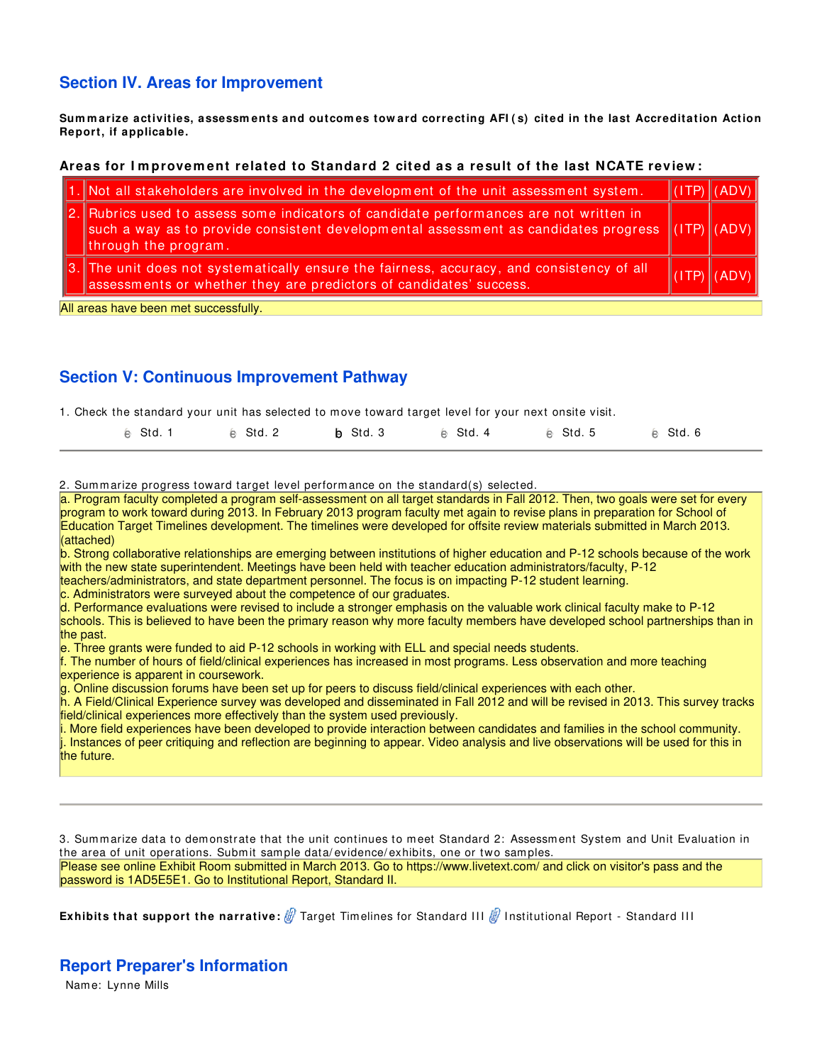## Section IV. Areas for Improvement

**Summarize activities, assessments and outcomes toward correcting AFI(s) cited in the last Accreditation Action Report, if applicable.**

**Areas for Improvement related to Standard 2 cited as a result of the last NCATE review:**

| | | | |
|---|---|---|---|
| 1. | Not all stakeholders are involved in the development of the unit assessment system. | (ITP) | (ADV) |
| 2. | Rubrics used to assess some indicators of candidate performances are not written in such a way as to provide consistent developmental assessment as candidates progress through the program. | (ITP) | (ADV) |
| 3. | The unit does not systematically ensure the fairness, accuracy, and consistency of all assessments or whether they are predictors of candidates' success. | (ITP) | (ADV) |

All areas have been met successfully.

## Section V: Continuous Improvement Pathway

1. Check the standard your unit has selected to move toward target level for your next onsite visit.

- [ ] Std. 1
- [ ] Std. 2
- [x] Std. 3
- [ ] Std. 4
- [ ] Std. 5
- [ ] Std. 6

2. Summarize progress toward target level performance on the standard(s) selected.

a. Program faculty completed a program self-assessment on all target standards in Fall 2012. Then, two goals were set for every program to work toward during 2013. In February 2013 program faculty met again to revise plans in preparation for School of Education Target Timelines development. The timelines were developed for offsite review materials submitted in March 2013. (attached)
b. Strong collaborative relationships are emerging between institutions of higher education and P-12 schools because of the work with the new state superintendent. Meetings have been held with teacher education administrators/faculty, P-12 teachers/administrators, and state department personnel. The focus is on impacting P-12 student learning.
c. Administrators were surveyed about the competence of our graduates.
d. Performance evaluations were revised to include a stronger emphasis on the valuable work clinical faculty make to P-12 schools. This is believed to have been the primary reason why more faculty members have developed school partnerships than in the past.
e. Three grants were funded to aid P-12 schools in working with ELL and special needs students.
f. The number of hours of field/clinical experiences has increased in most programs. Less observation and more teaching experience is apparent in coursework.
g. Online discussion forums have been set up for peers to discuss field/clinical experiences with each other.
h. A Field/Clinical Experience survey was developed and disseminated in Fall 2012 and will be revised in 2013. This survey tracks field/clinical experiences more effectively than the system used previously.
i. More field experiences have been developed to provide interaction between candidates and families in the school community.
j. Instances of peer critiquing and reflection are beginning to appear. Video analysis and live observations will be used for this in the future.

3. Summarize data to demonstrate that the unit continues to meet Standard 2: Assessment System and Unit Evaluation in the area of unit operations. Submit sample data/evidence/exhibits, one or two samples.

Please see online Exhibit Room submitted in March 2013. Go to https://www.livetext.com/ and click on visitor's pass and the password is 1AD5E5E1. Go to Institutional Report, Standard II.

**Exhibits that support the narrative:** Target Timelines for Standard III; Institutional Report - Standard III

## Report Preparer's Information

Name: Lynne Mills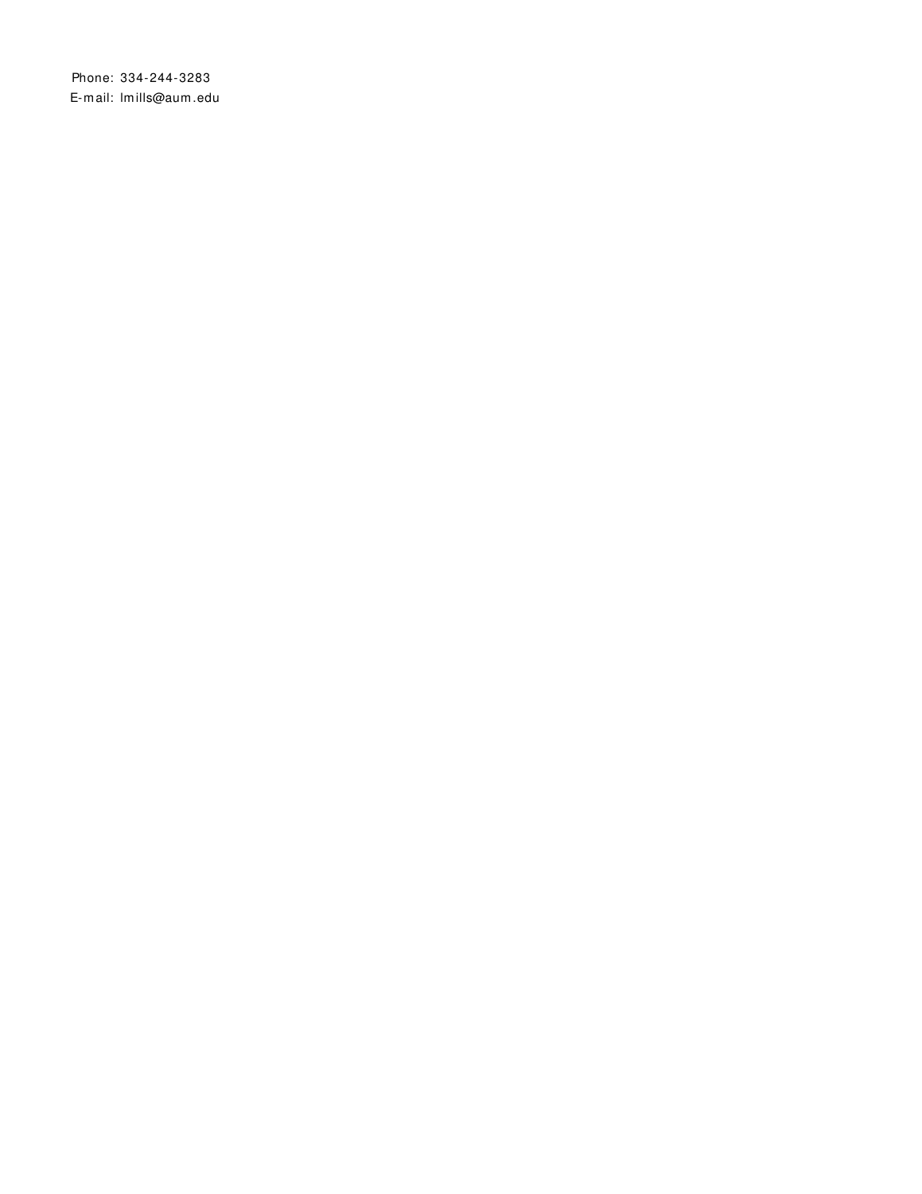Phone: 334-244-3283
E-mail: lmills@aum.edu